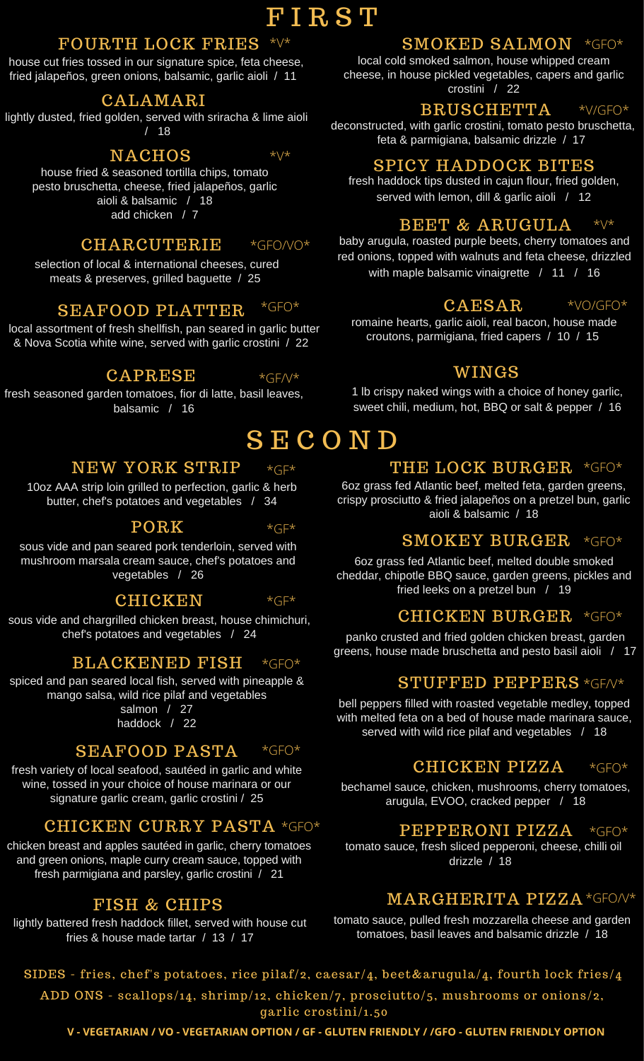# FIRST

### FOURTH LOCK FRIES *V*

house cut fries tossed in our signature spice, feta cheese, fried jalapeños, green onions, balsamic, garlic aioli / 11

### CALAMARI

lightly dusted, fried golden, served with sriracha & lime aioli / 18

### NACHOS *V*

house fried & seasoned tortilla chips, tomato pesto bruschetta, cheese, fried jalapeños, garlic aioli & balsamic / 18
add chicken / 7

### CHARCUTERIE *GFO/VO*

selection of local & international cheeses, cured meats & preserves, grilled baguette / 25

### SEAFOOD PLATTER *GFO*

local assortment of fresh shellfish, pan seared in garlic butter & Nova Scotia white wine, served with garlic crostini / 22

### CAPRESE *GF/V*

fresh seasoned garden tomatoes, fior di latte, basil leaves, balsamic / 16

### SMOKED SALMON *GFO*

local cold smoked salmon, house whipped cream cheese, in house pickled vegetables, capers and garlic crostini / 22

### BRUSCHETTA *V/GFO*

deconstructed, with garlic crostini, tomato pesto bruschetta, feta & parmigiana, balsamic drizzle / 17

### SPICY HADDOCK BITES

fresh haddock tips dusted in cajun flour, fried golden, served with lemon, dill & garlic aioli / 12

### BEET & ARUGULA *V*

baby arugula, roasted purple beets, cherry tomatoes and red onions, topped with walnuts and feta cheese, drizzled with maple balsamic vinaigrette / 11 / 16

### CAESAR *VO/GFO*

romaine hearts, garlic aioli, real bacon, house made croutons, parmigiana, fried capers / 10 / 15

### WINGS

1 lb crispy naked wings with a choice of honey garlic, sweet chili, medium, hot, BBQ or salt & pepper / 16

# SECOND

### NEW YORK STRIP *GF*

10oz AAA strip loin grilled to perfection, garlic & herb butter, chef's potatoes and vegetables / 34

### PORK *GF*

sous vide and pan seared pork tenderloin, served with mushroom marsala cream sauce, chef's potatoes and vegetables / 26

### CHICKEN *GF*

sous vide and chargrilled chicken breast, house chimichuri, chef's potatoes and vegetables / 24

### BLACKENED FISH *GFO*

spiced and pan seared local fish, served with pineapple & mango salsa, wild rice pilaf and vegetables
salmon / 27
haddock / 22

### SEAFOOD PASTA *GFO*

fresh variety of local seafood, sautéed in garlic and white wine, tossed in your choice of house marinara or our signature garlic cream, garlic crostini / 25

### CHICKEN CURRY PASTA *GFO*

chicken breast and apples sautéed in garlic, cherry tomatoes and green onions, maple curry cream sauce, topped with fresh parmigiana and parsley, garlic crostini / 21

### FISH & CHIPS

lightly battered fresh haddock fillet, served with house cut fries & house made tartar / 13 / 17

### THE LOCK BURGER *GFO*

6oz grass fed Atlantic beef, melted feta, garden greens, crispy prosciutto & fried jalapeños on a pretzel bun, garlic aioli & balsamic / 18

### SMOKEY BURGER *GFO*

6oz grass fed Atlantic beef, melted double smoked cheddar, chipotle BBQ sauce, garden greens, pickles and fried leeks on a pretzel bun / 19

### CHICKEN BURGER *GFO*

panko crusted and fried golden chicken breast, garden greens, house made bruschetta and pesto basil aioli / 17

### STUFFED PEPPERS *GF/V*

bell peppers filled with roasted vegetable medley, topped with melted feta on a bed of house made marinara sauce, served with wild rice pilaf and vegetables / 18

### CHICKEN PIZZA *GFO*

bechamel sauce, chicken, mushrooms, cherry tomatoes, arugula, EVOO, cracked pepper / 18

### PEPPERONI PIZZA *GFO*

tomato sauce, fresh sliced pepperoni, cheese, chilli oil drizzle / 18

### MARGHERITA PIZZA *GFO/V*

tomato sauce, pulled fresh mozzarella cheese and garden tomatoes, basil leaves and balsamic drizzle / 18

SIDES - fries, chef's potatoes, rice pilaf/2, caesar/4, beet&arugula/4, fourth lock fries/4

ADD ONS - scallops/14, shrimp/12, chicken/7, prosciutto/5, mushrooms or onions/2, garlic crostini/1.50

**V - VEGETARIAN / VO - VEGETARIAN OPTION / GF - GLUTEN FRIENDLY / /GFO - GLUTEN FRIENDLY OPTION**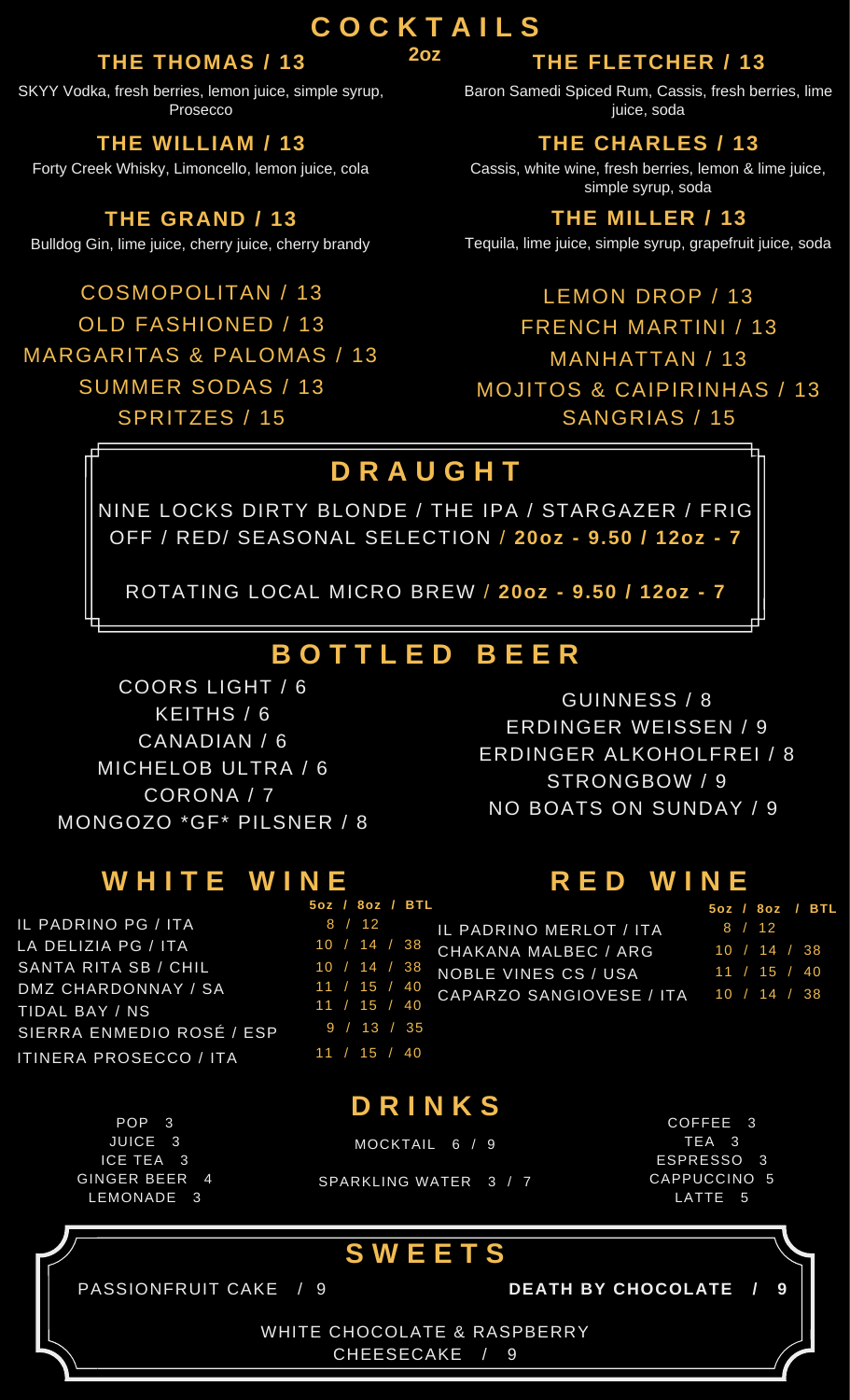# COCKTAILS

**2oz**

### THE THOMAS / 13

SKYY Vodka, fresh berries, lemon juice, simple syrup, Prosecco

### THE WILLIAM / 13

Forty Creek Whisky, Limoncello, lemon juice, cola

### THE GRAND / 13

Bulldog Gin, lime juice, cherry juice, cherry brandy

### THE FLETCHER / 13

Baron Samedi Spiced Rum, Cassis, fresh berries, lime juice, soda

### THE CHARLES / 13

Cassis, white wine, fresh berries, lemon & lime juice, simple syrup, soda

### THE MILLER / 13

Tequila, lime juice, simple syrup, grapefruit juice, soda

COSMOPOLITAN / 13
OLD FASHIONED / 13
MARGARITAS & PALOMAS / 13
SUMMER SODAS / 13
SPRITZES / 15

LEMON DROP / 13
FRENCH MARTINI / 13
MANHATTAN / 13
MOJITOS & CAIPIRINHAS / 13
SANGRIAS / 15

# DRAUGHT

NINE LOCKS DIRTY BLONDE / THE IPA / STARGAZER / FRIG OFF / RED/ SEASONAL SELECTION / **20oz - 9.50 / 12oz - 7**

ROTATING LOCAL MICRO BREW / **20oz - 9.50 / 12oz - 7**

# BOTTLED BEER

COORS LIGHT / 6
KEITHS / 6
CANADIAN / 6
MICHELOB ULTRA / 6
CORONA / 7
MONGOZO *GF* PILSNER / 8

GUINNESS / 8
ERDINGER WEISSEN / 9
ERDINGER ALKOHOLFREI / 8
STRONGBOW / 9
NO BOATS ON SUNDAY / 9

# WHITE WINE

| | 5oz / 8oz / BTL |
|---|---|
| IL PADRINO PG / ITA | 8 / 12 |
| LA DELIZIA PG / ITA | 10 / 14 / 38 |
| SANTA RITA SB / CHIL | 10 / 14 / 38 |
| DMZ CHARDONNAY / SA | 11 / 15 / 40 |
| TIDAL BAY / NS | 11 / 15 / 40 |
| SIERRA ENMEDIO ROSÉ / ESP | 9 / 13 / 35 |
| ITINERA PROSECCO / ITA | 11 / 15 / 40 |

# RED WINE

| | 5oz / 8oz / BTL |
|---|---|
| IL PADRINO MERLOT / ITA | 8 / 12 |
| CHAKANA MALBEC / ARG | 10 / 14 / 38 |
| NOBLE VINES CS / USA | 11 / 15 / 40 |
| CAPARZO SANGIOVESE / ITA | 10 / 14 / 38 |

# DRINKS

POP 3
JUICE 3
ICE TEA 3
GINGER BEER 4
LEMONADE 3

MOCKTAIL 6 / 9

SPARKLING WATER 3 / 7

COFFEE 3
TEA 3
ESPRESSO 3
CAPPUCCINO 5
LATTE 5

# SWEETS

PASSIONFRUIT CAKE / 9

**DEATH BY CHOCOLATE / 9**

WHITE CHOCOLATE & RASPBERRY CHEESECAKE / 9